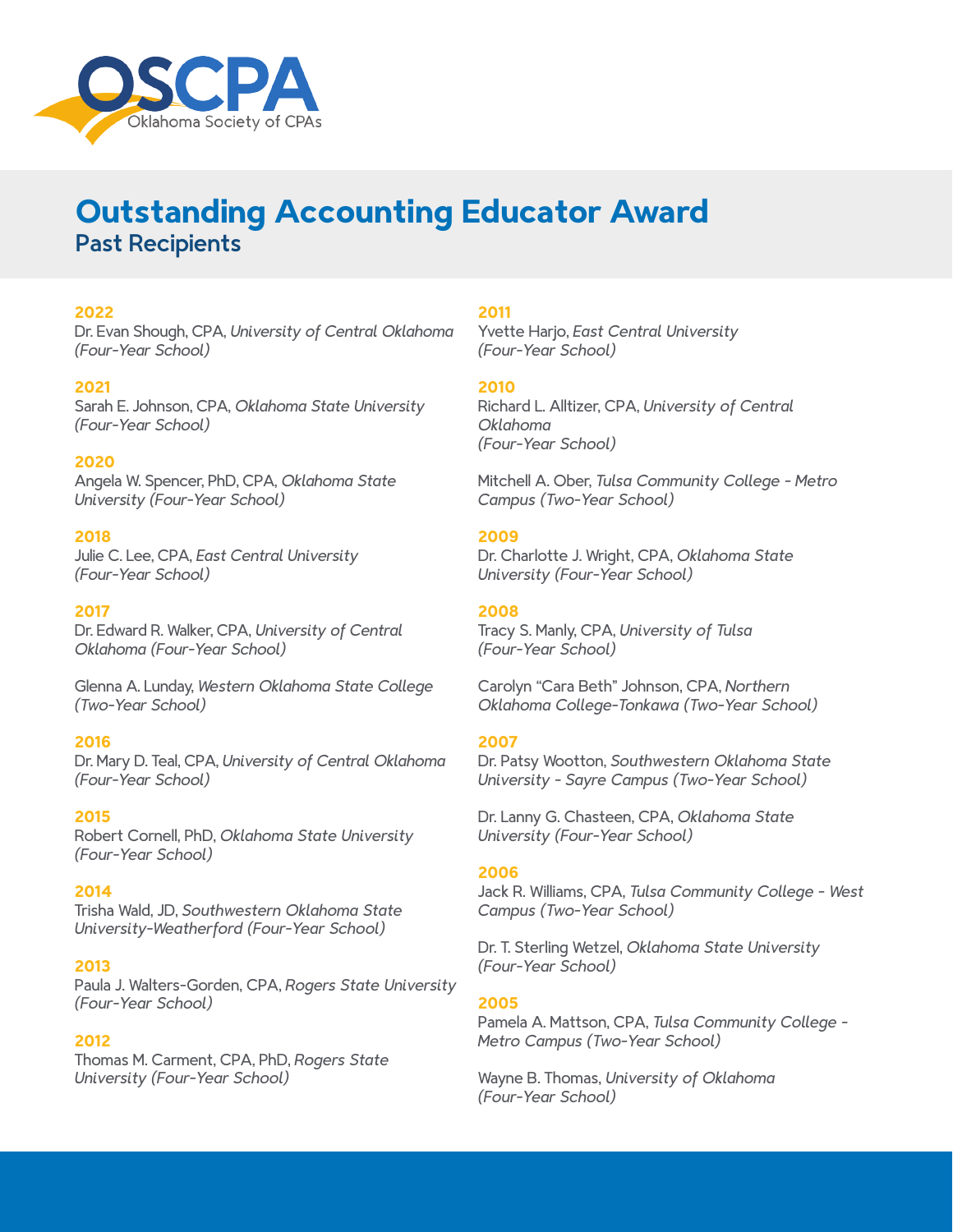OSCPA
Oklahoma Society of CPAs

# Outstanding Accounting Educator Award

## Past Recipients

**2022**
Dr. Evan Shough, CPA, *University of Central Oklahoma (Four-Year School)*

**2021**
Sarah E. Johnson, CPA, *Oklahoma State University (Four-Year School)*

**2020**
Angela W. Spencer, PhD, CPA, *Oklahoma State University (Four-Year School)*

**2018**
Julie C. Lee, CPA, *East Central University (Four-Year School)*

**2017**
Dr. Edward R. Walker, CPA, *University of Central Oklahoma (Four-Year School)*

Glenna A. Lunday, *Western Oklahoma State College (Two-Year School)*

**2016**
Dr. Mary D. Teal, CPA, *University of Central Oklahoma (Four-Year School)*

**2015**
Robert Cornell, PhD, *Oklahoma State University (Four-Year School)*

**2014**
Trisha Wald, JD, *Southwestern Oklahoma State University-Weatherford (Four-Year School)*

**2013**
Paula J. Walters-Gorden, CPA, *Rogers State University (Four-Year School)*

**2012**
Thomas M. Carment, CPA, PhD, *Rogers State University (Four-Year School)*

**2011**
Yvette Harjo, *East Central University (Four-Year School)*

**2010**
Richard L. Alltizer, CPA, *University of Central Oklahoma (Four-Year School)*

Mitchell A. Ober, *Tulsa Community College - Metro Campus (Two-Year School)*

**2009**
Dr. Charlotte J. Wright, CPA, *Oklahoma State University (Four-Year School)*

**2008**
Tracy S. Manly, CPA, *University of Tulsa (Four-Year School)*

Carolyn "Cara Beth" Johnson, CPA, *Northern Oklahoma College-Tonkawa (Two-Year School)*

**2007**
Dr. Patsy Wootton, *Southwestern Oklahoma State University - Sayre Campus (Two-Year School)*

Dr. Lanny G. Chasteen, CPA, *Oklahoma State University (Four-Year School)*

**2006**
Jack R. Williams, CPA, *Tulsa Community College - West Campus (Two-Year School)*

Dr. T. Sterling Wetzel, *Oklahoma State University (Four-Year School)*

**2005**
Pamela A. Mattson, CPA, *Tulsa Community College - Metro Campus (Two-Year School)*

Wayne B. Thomas, *University of Oklahoma (Four-Year School)*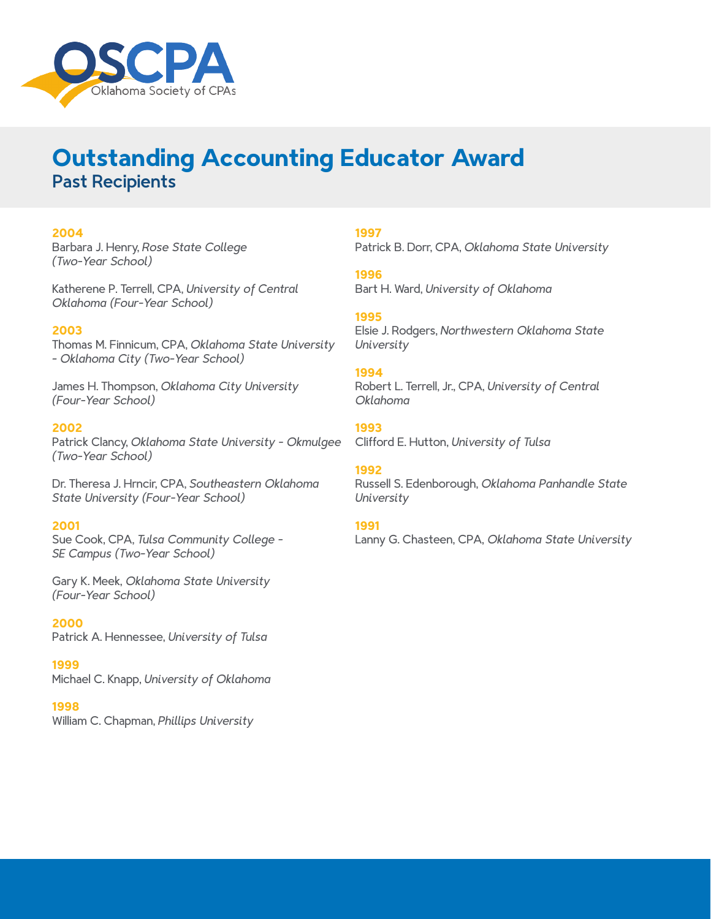OSCPA
Oklahoma Society of CPAs

# Outstanding Accounting Educator Award

## Past Recipients

**2004**
Barbara J. Henry, *Rose State College (Two-Year School)*

Katherene P. Terrell, CPA, *University of Central Oklahoma (Four-Year School)*

**2003**
Thomas M. Finnicum, CPA, *Oklahoma State University - Oklahoma City (Two-Year School)*

James H. Thompson, *Oklahoma City University (Four-Year School)*

**2002**
Patrick Clancy, *Oklahoma State University - Okmulgee (Two-Year School)*

Dr. Theresa J. Hrncir, CPA, *Southeastern Oklahoma State University (Four-Year School)*

**2001**
Sue Cook, CPA, *Tulsa Community College - SE Campus (Two-Year School)*

Gary K. Meek, *Oklahoma State University (Four-Year School)*

**2000**
Patrick A. Hennessee, *University of Tulsa*

**1999**
Michael C. Knapp, *University of Oklahoma*

**1998**
William C. Chapman, *Phillips University*

**1997**
Patrick B. Dorr, CPA, *Oklahoma State University*

**1996**
Bart H. Ward, *University of Oklahoma*

**1995**
Elsie J. Rodgers, *Northwestern Oklahoma State University*

**1994**
Robert L. Terrell, Jr., CPA, *University of Central Oklahoma*

**1993**
Clifford E. Hutton, *University of Tulsa*

**1992**
Russell S. Edenborough, *Oklahoma Panhandle State University*

**1991**
Lanny G. Chasteen, CPA, *Oklahoma State University*